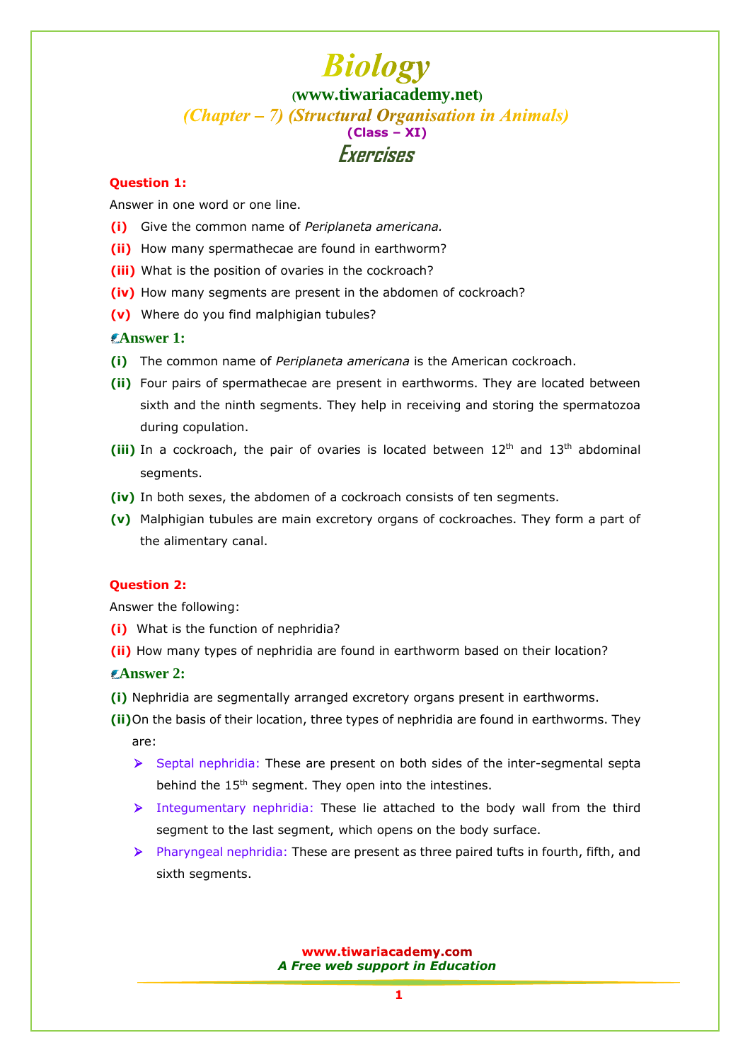# Biology

**(www.tiwariacademy.net)**

## *(Chapter – 7) (Structural Organisation in Animals)*

**(Class – XI)**

## Exercises

**Question 1:**

Answer in one word or one line.

**(i)** Give the common name of *Periplaneta americana.*

**(ii)** How many spermathecae are found in earthworm?

**(iii)** What is the position of ovaries in the cockroach?

**(iv)** How many segments are present in the abdomen of cockroach?

**(v)** Where do you find malphigian tubules?

**Answer 1:**

**(i)** The common name of *Periplaneta americana* is the American cockroach.

**(ii)** Four pairs of spermathecae are present in earthworms. They are located between sixth and the ninth segments. They help in receiving and storing the spermatozoa during copulation.

**(iii)** In a cockroach, the pair of ovaries is located between 12$^{th}$ and 13$^{th}$ abdominal segments.

**(iv)** In both sexes, the abdomen of a cockroach consists of ten segments.

**(v)** Malphigian tubules are main excretory organs of cockroaches. They form a part of the alimentary canal.

**Question 2:**

Answer the following:

**(i)** What is the function of nephridia?

**(ii)** How many types of nephridia are found in earthworm based on their location?

**Answer 2:**

**(i)** Nephridia are segmentally arranged excretory organs present in earthworms.

**(ii)** On the basis of their location, three types of nephridia are found in earthworms. They are:

- Septal nephridia: These are present on both sides of the inter-segmental septa behind the 15$^{th}$ segment. They open into the intestines.
- Integumentary nephridia: These lie attached to the body wall from the third segment to the last segment, which opens on the body surface.
- Pharyngeal nephridia: These are present as three paired tufts in fourth, fifth, and sixth segments.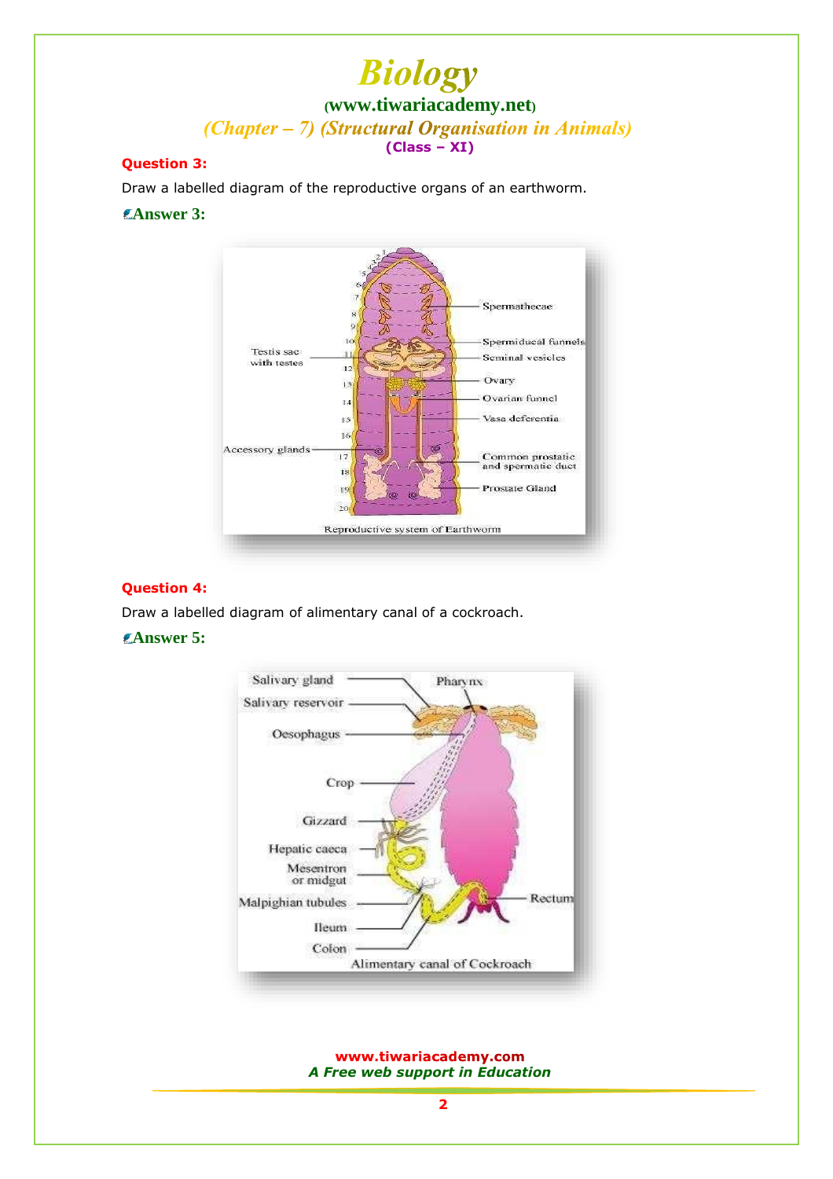**Question 3:**

Draw a labelled diagram of the reproductive organs of an earthworm.

**Answer 3:**

**Question 4:**

Draw a labelled diagram of alimentary canal of a cockroach.

**Answer 5:**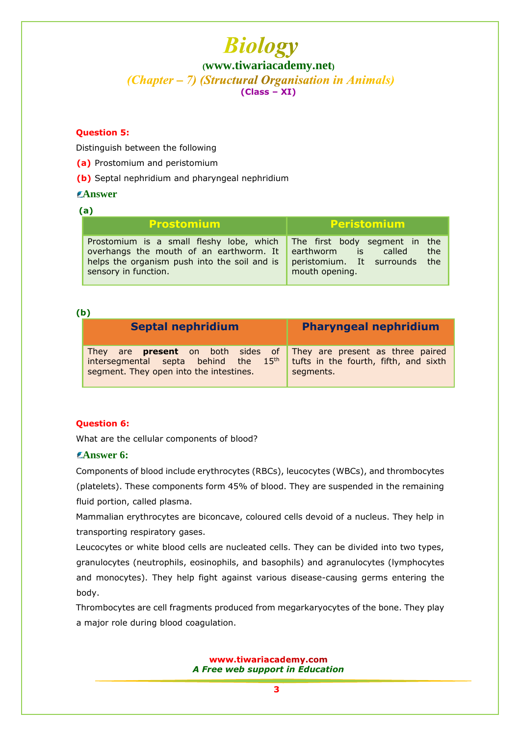**Question 5:**

Distinguish between the following

**(a)** Prostomium and peristomium

**(b)** Septal nephridium and pharyngeal nephridium

**Answer**

**(a)**

| Prostomium | Peristomium |
| --- | --- |
| Prostomium is a small fleshy lobe, which overhangs the mouth of an earthworm. It helps the organism push into the soil and is sensory in function. | The first body segment in the earthworm is called the peristomium. It surrounds the mouth opening. |

**(b)**

| Septal nephridium | Pharyngeal nephridium |
| --- | --- |
| They are **present** on both sides of intersegmental septa behind the 15th segment. They open into the intestines. | They are present as three paired tufts in the fourth, fifth, and sixth segments. |

**Question 6:**

What are the cellular components of blood?

**Answer 6:**

Components of blood include erythrocytes (RBCs), leucocytes (WBCs), and thrombocytes (platelets). These components form 45% of blood. They are suspended in the remaining fluid portion, called plasma.

Mammalian erythrocytes are biconcave, coloured cells devoid of a nucleus. They help in transporting respiratory gases.

Leucocytes or white blood cells are nucleated cells. They can be divided into two types, granulocytes (neutrophils, eosinophils, and basophils) and agranulocytes (lymphocytes and monocytes). They help fight against various disease-causing germs entering the body.

Thrombocytes are cell fragments produced from megarkaryocytes of the bone. They play a major role during blood coagulation.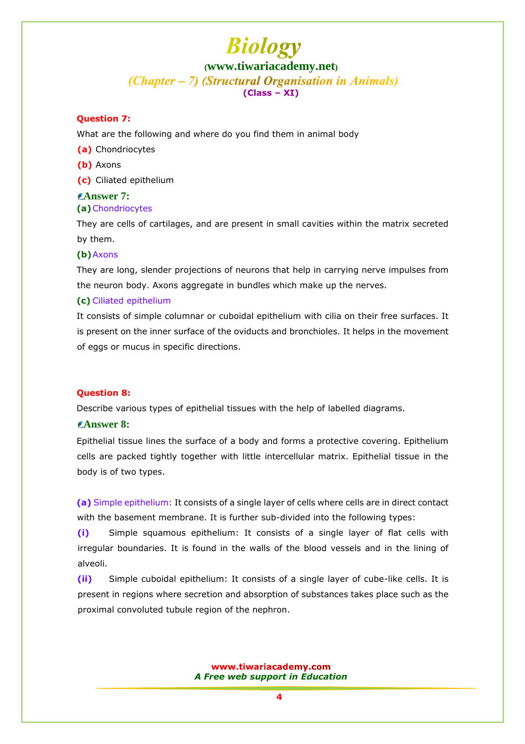**Question 7:**

What are the following and where do you find them in animal body

**(a)** Chondriocytes

**(b)** Axons

**(c)** Ciliated epithelium

**Answer 7:**

**(a)** Chondriocytes

They are cells of cartilages, and are present in small cavities within the matrix secreted by them.

**(b)** Axons

They are long, slender projections of neurons that help in carrying nerve impulses from the neuron body. Axons aggregate in bundles which make up the nerves.

**(c)** Ciliated epithelium

It consists of simple columnar or cuboidal epithelium with cilia on their free surfaces. It is present on the inner surface of the oviducts and bronchioles. It helps in the movement of eggs or mucus in specific directions.

**Question 8:**

Describe various types of epithelial tissues with the help of labelled diagrams.

**Answer 8:**

Epithelial tissue lines the surface of a body and forms a protective covering. Epithelium cells are packed tightly together with little intercellular matrix. Epithelial tissue in the body is of two types.

**(a)** Simple epithelium: It consists of a single layer of cells where cells are in direct contact with the basement membrane. It is further sub-divided into the following types:

**(i)** Simple squamous epithelium: It consists of a single layer of flat cells with irregular boundaries. It is found in the walls of the blood vessels and in the lining of alveoli.

**(ii)** Simple cuboidal epithelium: It consists of a single layer of cube-like cells. It is present in regions where secretion and absorption of substances takes place such as the proximal convoluted tubule region of the nephron.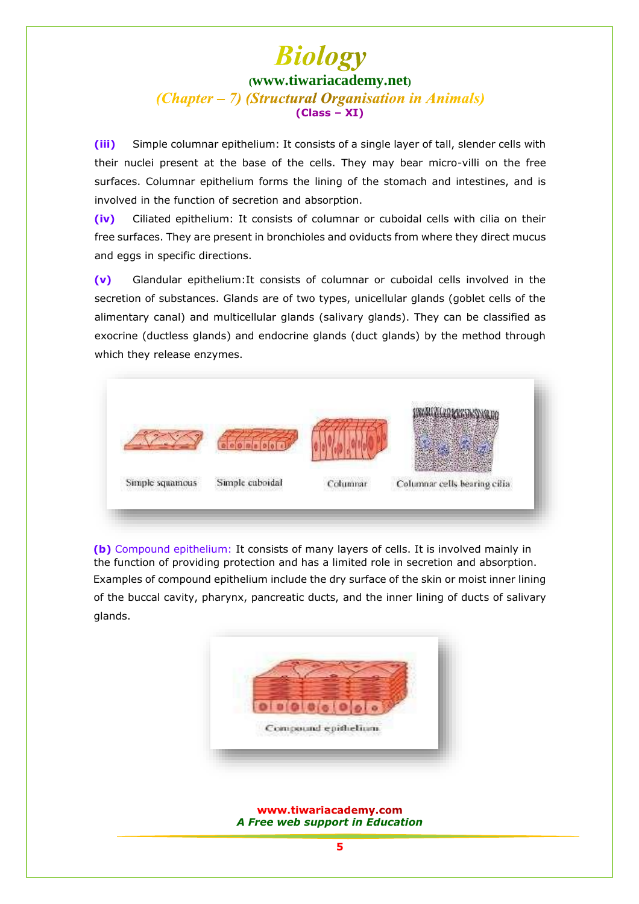**(iii)** Simple columnar epithelium: It consists of a single layer of tall, slender cells with their nuclei present at the base of the cells. They may bear micro-villi on the free surfaces. Columnar epithelium forms the lining of the stomach and intestines, and is involved in the function of secretion and absorption.

**(iv)** Ciliated epithelium: It consists of columnar or cuboidal cells with cilia on their free surfaces. They are present in bronchioles and oviducts from where they direct mucus and eggs in specific directions.

**(v)** Glandular epithelium:It consists of columnar or cuboidal cells involved in the secretion of substances. Glands are of two types, unicellular glands (goblet cells of the alimentary canal) and multicellular glands (salivary glands). They can be classified as exocrine (ductless glands) and endocrine glands (duct glands) by the method through which they release enzymes.

Simple squamous    Simple cuboidal    Columnar    Columnar cells bearing cilia

**(b)** Compound epithelium: It consists of many layers of cells. It is involved mainly in the function of providing protection and has a limited role in secretion and absorption. Examples of compound epithelium include the dry surface of the skin or moist inner lining of the buccal cavity, pharynx, pancreatic ducts, and the inner lining of ducts of salivary glands.

Compound epithelium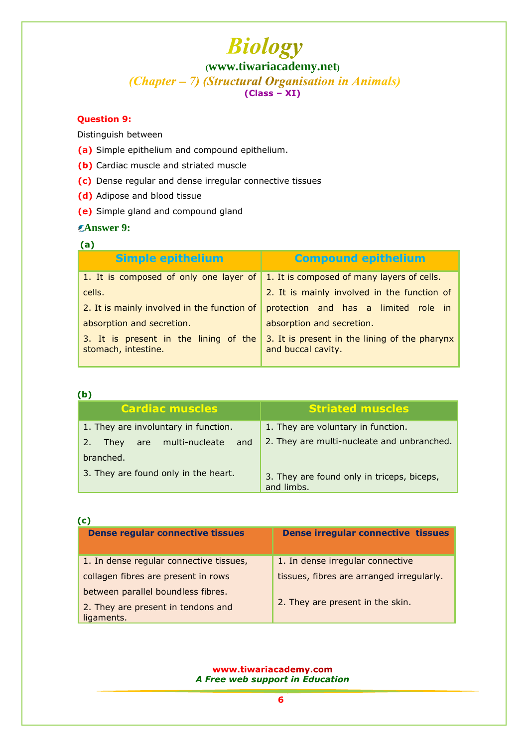**Question 9:**

Distinguish between

**(a)** Simple epithelium and compound epithelium.

**(b)** Cardiac muscle and striated muscle

**(c)** Dense regular and dense irregular connective tissues

**(d)** Adipose and blood tissue

**(e)** Simple gland and compound gland

**Answer 9:**

**(a)**

| Simple epithelium | Compound epithelium |
|---|---|
| 1. It is composed of only one layer of cells.<br>2. It is mainly involved in the function of absorption and secretion.<br>3. It is present in the lining of the stomach, intestine. | 1. It is composed of many layers of cells.<br>2. It is mainly involved in the function of protection and has a limited role in absorption and secretion.<br>3. It is present in the lining of the pharynx and buccal cavity. |

**(b)**

| Cardiac muscles | Striated muscles |
|---|---|
| 1. They are involuntary in function.<br>2. They are multi-nucleate and branched.<br>3. They are found only in the heart. | 1. They are voluntary in function.<br>2. They are multi-nucleate and unbranched.<br>3. They are found only in triceps, biceps, and limbs. |

**(c)**

| Dense regular connective tissues | Dense irregular connective tissues |
|---|---|
| 1. In dense regular connective tissues, collagen fibres are present in rows between parallel boundless fibres.<br>2. They are present in tendons and ligaments. | 1. In dense irregular connective tissues, fibres are arranged irregularly.<br>2. They are present in the skin. |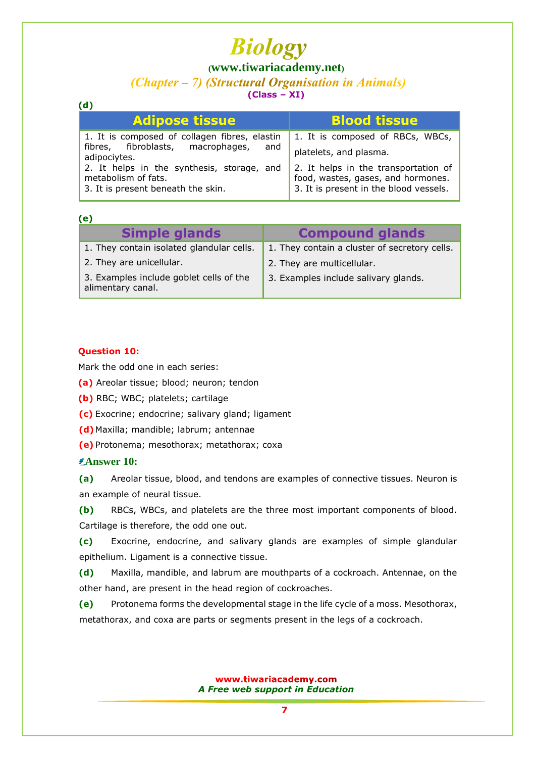**(d)**

| Adipose tissue | Blood tissue |
|---|---|
| 1. It is composed of collagen fibres, elastin fibres, fibroblasts, macrophages, and adipociytes.<br>2. It helps in the synthesis, storage, and metabolism of fats.<br>3. It is present beneath the skin. | 1. It is composed of RBCs, WBCs, platelets, and plasma.<br>2. It helps in the transportation of food, wastes, gases, and hormones.<br>3. It is present in the blood vessels. |

**(e)**

| Simple glands | Compound glands |
|---|---|
| 1. They contain isolated glandular cells. | 1. They contain a cluster of secretory cells. |
| 2. They are unicellular. | 2. They are multicellular. |
| 3. Examples include goblet cells of the alimentary canal. | 3. Examples include salivary glands. |

**Question 10:**

Mark the odd one in each series:

**(a)** Areolar tissue; blood; neuron; tendon

**(b)** RBC; WBC; platelets; cartilage

**(c)** Exocrine; endocrine; salivary gland; ligament

**(d)** Maxilla; mandible; labrum; antennae

**(e)** Protonema; mesothorax; metathorax; coxa

**Answer 10:**

**(a)** Areolar tissue, blood, and tendons are examples of connective tissues. Neuron is an example of neural tissue.

**(b)** RBCs, WBCs, and platelets are the three most important components of blood. Cartilage is therefore, the odd one out.

**(c)** Exocrine, endocrine, and salivary glands are examples of simple glandular epithelium. Ligament is a connective tissue.

**(d)** Maxilla, mandible, and labrum are mouthparts of a cockroach. Antennae, on the other hand, are present in the head region of cockroaches.

**(e)** Protonema forms the developmental stage in the life cycle of a moss. Mesothorax, metathorax, and coxa are parts or segments present in the legs of a cockroach.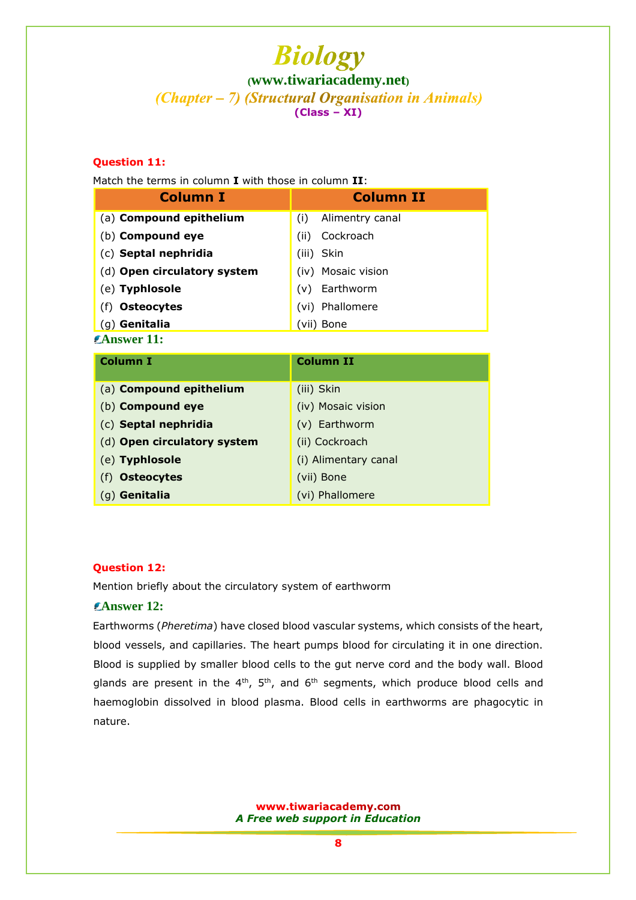**Question 11:**

Match the terms in column **I** with those in column **II**:

| Column I | Column II |
|---|---|
| (a) **Compound epithelium** | (i) Alimentry canal |
| (b) **Compound eye** | (ii) Cockroach |
| (c) **Septal nephridia** | (iii) Skin |
| (d) **Open circulatory system** | (iv) Mosaic vision |
| (e) **Typhlosole** | (v) Earthworm |
| (f) **Osteocytes** | (vi) Phallomere |
| (g) **Genitalia** | (vii) Bone |

**Answer 11:**

| Column I | Column II |
|---|---|
| (a) **Compound epithelium** | (iii) Skin |
| (b) **Compound eye** | (iv) Mosaic vision |
| (c) **Septal nephridia** | (v) Earthworm |
| (d) **Open circulatory system** | (ii) Cockroach |
| (e) **Typhlosole** | (i) Alimentary canal |
| (f) **Osteocytes** | (vii) Bone |
| (g) **Genitalia** | (vi) Phallomere |

**Question 12:**

Mention briefly about the circulatory system of earthworm

**Answer 12:**

Earthworms (*Pheretima*) have closed blood vascular systems, which consists of the heart, blood vessels, and capillaries. The heart pumps blood for circulating it in one direction. Blood is supplied by smaller blood cells to the gut nerve cord and the body wall. Blood glands are present in the 4th, 5th, and 6th segments, which produce blood cells and haemoglobin dissolved in blood plasma. Blood cells in earthworms are phagocytic in nature.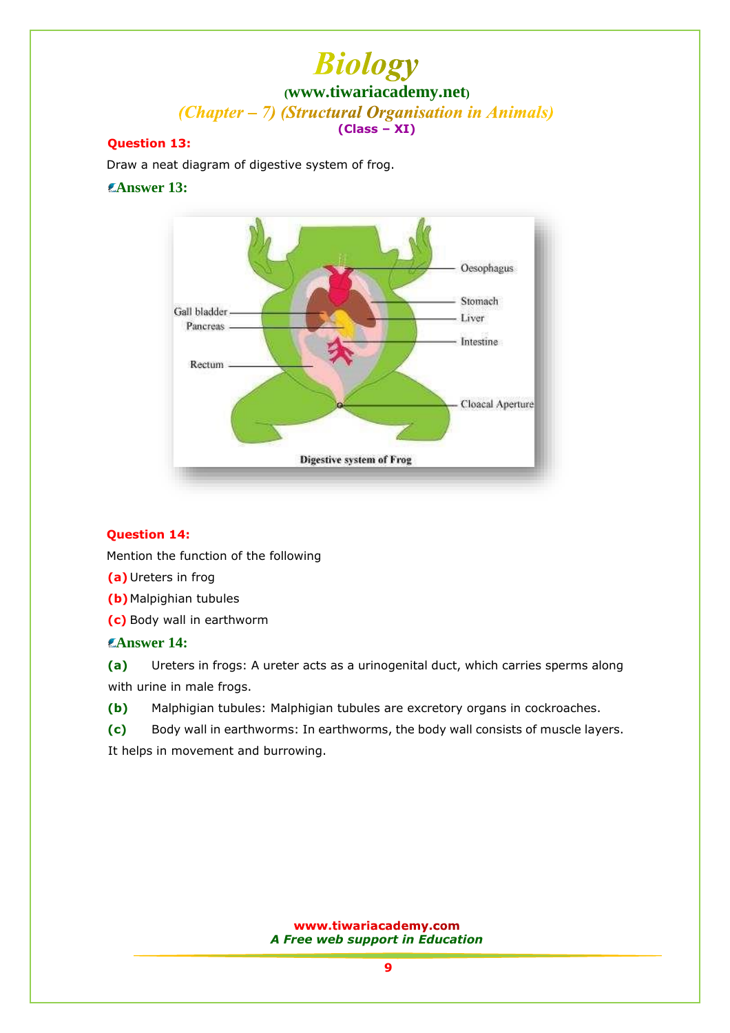**Question 13:**

Draw a neat diagram of digestive system of frog.

**Answer 13:**

Oesophagus
Stomach
Liver
Intestine
Cloacal Aperture
Gall bladder
Pancreas
Rectum

Digestive system of Frog

**Question 14:**

Mention the function of the following

**(a)** Ureters in frog

**(b)** Malpighian tubules

**(c)** Body wall in earthworm

**Answer 14:**

**(a)** Ureters in frogs: A ureter acts as a urinogenital duct, which carries sperms along with urine in male frogs.

**(b)** Malpighian tubules: Malpighian tubules are excretory organs in cockroaches.

**(c)** Body wall in earthworms: In earthworms, the body wall consists of muscle layers. It helps in movement and burrowing.